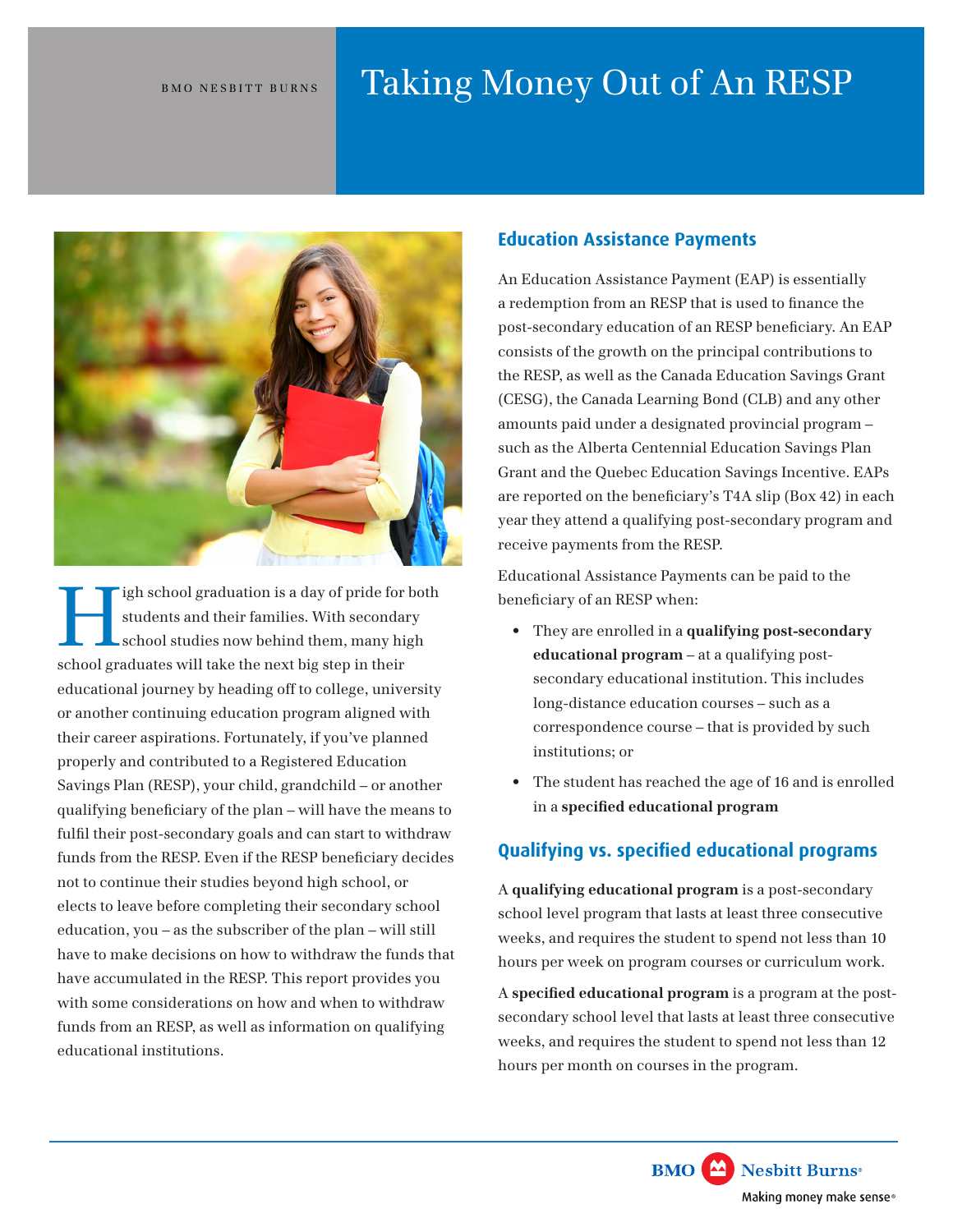BMO NESBITT BURNS

# Taking Money Out of An RESP

High school graduation is a day of pride for both students and their families. With secondary school studies now behind them, many high school graduates will take the next big step in their educational journey by heading off to college, university or another continuing education program aligned with their career aspirations. Fortunately, if you've planned properly and contributed to a Registered Education Savings Plan (RESP), your child, grandchild – or another qualifying beneficiary of the plan – will have the means to fulfil their post-secondary goals and can start to withdraw funds from the RESP. Even if the RESP beneficiary decides not to continue their studies beyond high school, or elects to leave before completing their secondary school education, you – as the subscriber of the plan – will still have to make decisions on how to withdraw the funds that have accumulated in the RESP. This report provides you with some considerations on how and when to withdraw funds from an RESP, as well as information on qualifying educational institutions.

## Education Assistance Payments

An Education Assistance Payment (EAP) is essentially a redemption from an RESP that is used to finance the post-secondary education of an RESP beneficiary. An EAP consists of the growth on the principal contributions to the RESP, as well as the Canada Education Savings Grant (CESG), the Canada Learning Bond (CLB) and any other amounts paid under a designated provincial program – such as the Alberta Centennial Education Savings Plan Grant and the Quebec Education Savings Incentive. EAPs are reported on the beneficiary's T4A slip (Box 42) in each year they attend a qualifying post-secondary program and receive payments from the RESP.

Educational Assistance Payments can be paid to the beneficiary of an RESP when:

- They are enrolled in a **qualifying post-secondary educational program** – at a qualifying post-secondary educational institution. This includes long-distance education courses – such as a correspondence course – that is provided by such institutions; or
- The student has reached the age of 16 and is enrolled in a **specified educational program**

## Qualifying vs. specified educational programs

A **qualifying educational program** is a post-secondary school level program that lasts at least three consecutive weeks, and requires the student to spend not less than 10 hours per week on program courses or curriculum work.

A **specified educational program** is a program at the post-secondary school level that lasts at least three consecutive weeks, and requires the student to spend not less than 12 hours per month on courses in the program.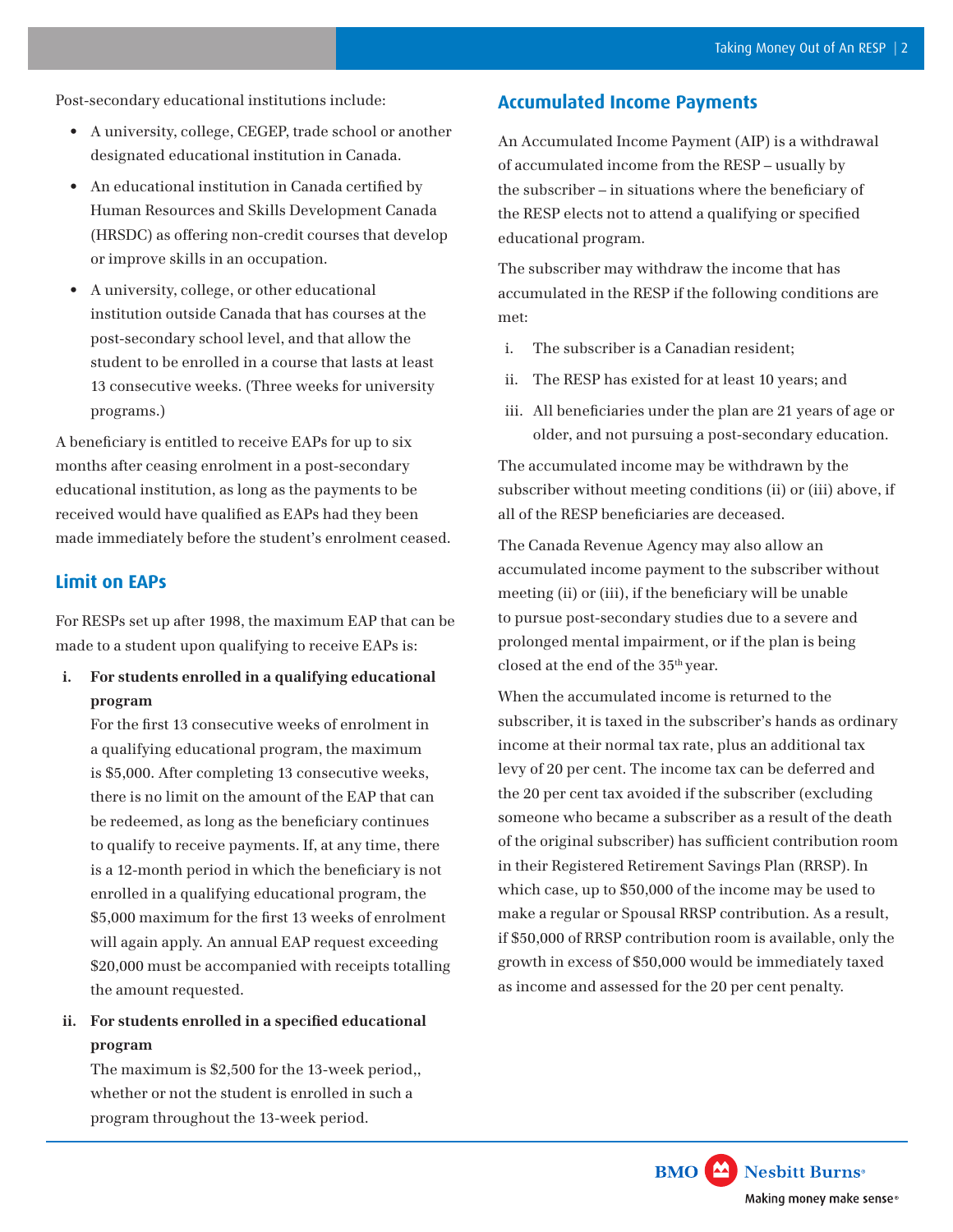Post-secondary educational institutions include:

- A university, college, CEGEP, trade school or another designated educational institution in Canada.
- An educational institution in Canada certified by Human Resources and Skills Development Canada (HRSDC) as offering non-credit courses that develop or improve skills in an occupation.
- A university, college, or other educational institution outside Canada that has courses at the post-secondary school level, and that allow the student to be enrolled in a course that lasts at least 13 consecutive weeks. (Three weeks for university programs.)

A beneficiary is entitled to receive EAPs for up to six months after ceasing enrolment in a post-secondary educational institution, as long as the payments to be received would have qualified as EAPs had they been made immediately before the student's enrolment ceased.

## Limit on EAPs

For RESPs set up after 1998, the maximum EAP that can be made to a student upon qualifying to receive EAPs is:

i. **For students enrolled in a qualifying educational program**
   For the first 13 consecutive weeks of enrolment in a qualifying educational program, the maximum is $5,000. After completing 13 consecutive weeks, there is no limit on the amount of the EAP that can be redeemed, as long as the beneficiary continues to qualify to receive payments. If, at any time, there is a 12-month period in which the beneficiary is not enrolled in a qualifying educational program, the $5,000 maximum for the first 13 weeks of enrolment will again apply. An annual EAP request exceeding $20,000 must be accompanied with receipts totalling the amount requested.

ii. **For students enrolled in a specified educational program**
   The maximum is $2,500 for the 13-week period,, whether or not the student is enrolled in such a program throughout the 13-week period.

## Accumulated Income Payments

An Accumulated Income Payment (AIP) is a withdrawal of accumulated income from the RESP – usually by the subscriber – in situations where the beneficiary of the RESP elects not to attend a qualifying or specified educational program.

The subscriber may withdraw the income that has accumulated in the RESP if the following conditions are met:

i. The subscriber is a Canadian resident;

ii. The RESP has existed for at least 10 years; and

iii. All beneficiaries under the plan are 21 years of age or older, and not pursuing a post-secondary education.

The accumulated income may be withdrawn by the subscriber without meeting conditions (ii) or (iii) above, if all of the RESP beneficiaries are deceased.

The Canada Revenue Agency may also allow an accumulated income payment to the subscriber without meeting (ii) or (iii), if the beneficiary will be unable to pursue post-secondary studies due to a severe and prolonged mental impairment, or if the plan is being closed at the end of the 35th year.

When the accumulated income is returned to the subscriber, it is taxed in the subscriber's hands as ordinary income at their normal tax rate, plus an additional tax levy of 20 per cent. The income tax can be deferred and the 20 per cent tax avoided if the subscriber (excluding someone who became a subscriber as a result of the death of the original subscriber) has sufficient contribution room in their Registered Retirement Savings Plan (RRSP). In which case, up to $50,000 of the income may be used to make a regular or Spousal RRSP contribution. As a result, if $50,000 of RRSP contribution room is available, only the growth in excess of $50,000 would be immediately taxed as income and assessed for the 20 per cent penalty.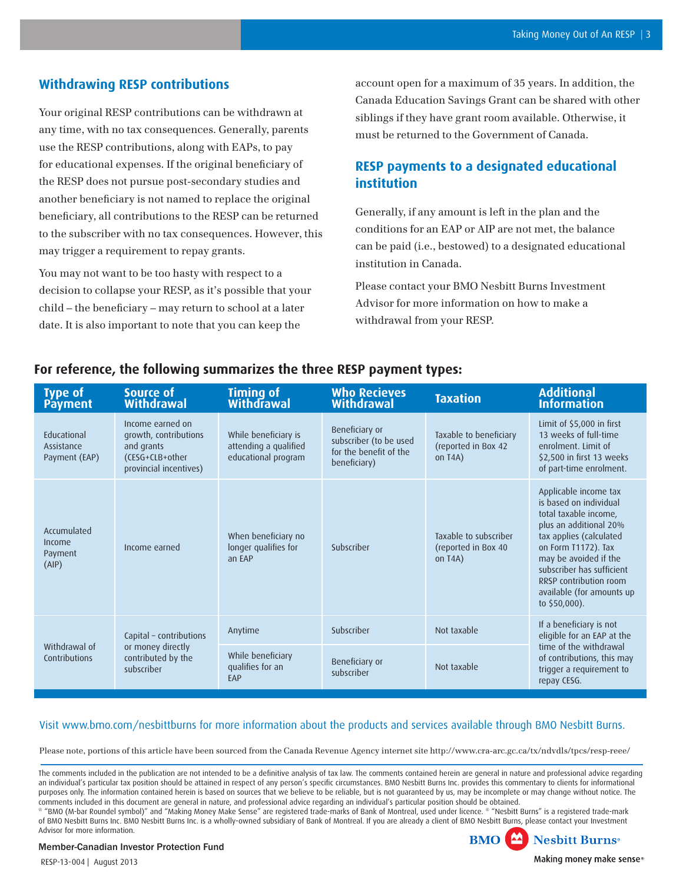## Withdrawing RESP contributions

Your original RESP contributions can be withdrawn at any time, with no tax consequences. Generally, parents use the RESP contributions, along with EAPs, to pay for educational expenses. If the original beneficiary of the RESP does not pursue post-secondary studies and another beneficiary is not named to replace the original beneficiary, all contributions to the RESP can be returned to the subscriber with no tax consequences. However, this may trigger a requirement to repay grants.

You may not want to be too hasty with respect to a decision to collapse your RESP, as it's possible that your child – the beneficiary – may return to school at a later date. It is also important to note that you can keep the account open for a maximum of 35 years. In addition, the Canada Education Savings Grant can be shared with other siblings if they have grant room available. Otherwise, it must be returned to the Government of Canada.

## RESP payments to a designated educational institution

Generally, if any amount is left in the plan and the conditions for an EAP or AIP are not met, the balance can be paid (i.e., bestowed) to a designated educational institution in Canada.

Please contact your BMO Nesbitt Burns Investment Advisor for more information on how to make a withdrawal from your RESP.

## For reference, the following summarizes the three RESP payment types:

| Type of Payment | Source of Withdrawal | Timing of Withdrawal | Who Recieves Withdrawal | Taxation | Additional Information |
|---|---|---|---|---|---|
| Educational Assistance Payment (EAP) | Income earned on growth, contributions and grants (CESG+CLB+other provincial incentives) | While beneficiary is attending a qualified educational program | Beneficiary or subscriber (to be used for the benefit of the beneficiary) | Taxable to beneficiary (reported in Box 42 on T4A) | Limit of $5,000 in first 13 weeks of full-time enrolment. Limit of $2,500 in first 13 weeks of part-time enrolment. |
| Accumulated Income Payment (AIP) | Income earned | When beneficiary no longer qualifies for an EAP | Subscriber | Taxable to subscriber (reported in Box 40 on T4A) | Applicable income tax is based on individual total taxable income, plus an additional 20% tax applies (calculated on Form T1172). Tax may be avoided if the subscriber has sufficient RRSP contribution room available (for amounts up to $50,000). |
| Withdrawal of Contributions | Capital – contributions or money directly contributed by the subscriber | Anytime | Subscriber | Not taxable | If a beneficiary is not eligible for an EAP at the time of the withdrawal of contributions, this may trigger a requirement to repay CESG. |
| | | While beneficiary qualifies for an EAP | Beneficiary or subscriber | Not taxable | |

Visit www.bmo.com/nesbittburns for more information about the products and services available through BMO Nesbitt Burns.

Please note, portions of this article have been sourced from the Canada Revenue Agency internet site http://www.cra-arc.gc.ca/tx/ndvdls/tpcs/resp-reee/

The comments included in the publication are not intended to be a definitive analysis of tax law. The comments contained herein are general in nature and professional advice regarding an individual's particular tax position should be attained in respect of any person's specific circumstances. BMO Nesbitt Burns Inc. provides this commentary to clients for informational purposes only. The information contained herein is based on sources that we believe to be reliable, but is not guaranteed by us, may be incomplete or may change without notice. The comments included in this document are general in nature, and professional advice regarding an individual's particular position should be obtained.
® "BMO (M-bar Roundel symbol)" and "Making Money Make Sense" are registered trade-marks of Bank of Montreal, used under licence. ® "Nesbitt Burns" is a registered trade-mark of BMO Nesbitt Burns Inc. BMO Nesbitt Burns Inc. is a wholly-owned subsidiary of Bank of Montreal. If you are already a client of BMO Nesbitt Burns, please contact your Investment Advisor for more information.

Member-Canadian Investor Protection Fund

BMO Nesbitt Burns® Making money make sense®

RESP-13-004 | August 2013